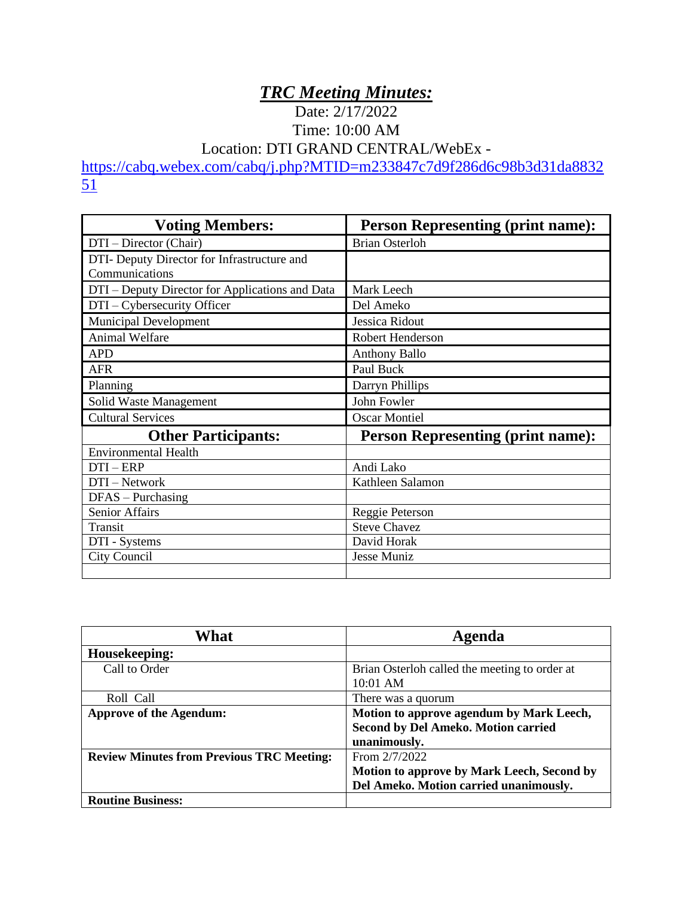# ***TRC Meeting Minutes:***

Date: 2/17/2022

Time: 10:00 AM

Location: DTI GRAND CENTRAL/WebEx - [https://cabq.webex.com/cabq/j.php?MTID=m233847c7d9f286d6c98b3d31da883251](https://cabq.webex.com/cabq/j.php?MTID=m233847c7d9f286d6c98b3d31da883251)

| **Voting Members:** | **Person Representing (print name):** |
|---|---|
| DTI – Director (Chair) | Brian Osterloh |
| DTI- Deputy Director for Infrastructure and Communications | |
| DTI – Deputy Director for Applications and Data | Mark Leech |
| DTI – Cybersecurity Officer | Del Ameko |
| Municipal Development | Jessica Ridout |
| Animal Welfare | Robert Henderson |
| APD | Anthony Ballo |
| AFR | Paul Buck |
| Planning | Darryn Phillips |
| Solid Waste Management | John Fowler |
| Cultural Services | Oscar Montiel |
| **Other Participants:** | **Person Representing (print name):** |
| Environmental Health | |
| DTI – ERP | Andi Lako |
| DTI – Network | Kathleen Salamon |
| DFAS – Purchasing | |
| Senior Affairs | Reggie Peterson |
| Transit | Steve Chavez |
| DTI - Systems | David Horak |
| City Council | Jesse Muniz |
| | |

| **What** | **Agenda** |
|---|---|
| **Housekeeping:** | |
| Call to Order | Brian Osterloh called the meeting to order at 10:01 AM |
| Roll Call | There was a quorum |
| **Approve of the Agendum:** | **Motion to approve agendum by Mark Leech, Second by Del Ameko. Motion carried unanimously.** |
| **Review Minutes from Previous TRC Meeting:** | From 2/7/2022 **Motion to approve by Mark Leech, Second by Del Ameko. Motion carried unanimously.** |
| **Routine Business:** | |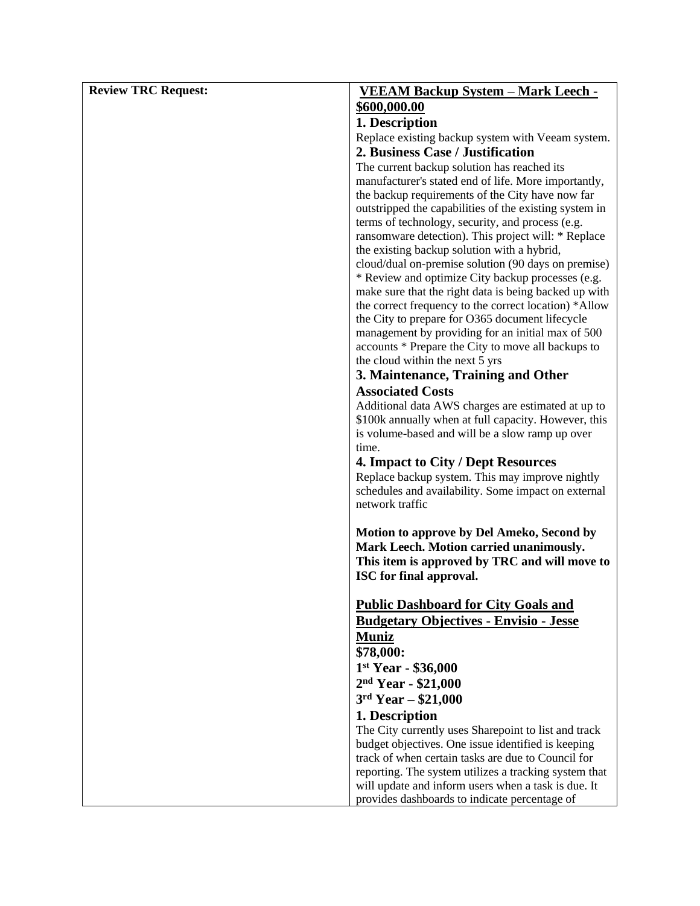| **Review TRC Request:** | **VEEAM Backup System – Mark Leech - $600,000.00**<br>**1. Description**<br>Replace existing backup system with Veeam system.<br>**2. Business Case / Justification**<br>The current backup solution has reached its manufacturer's stated end of life. More importantly, the backup requirements of the City have now far outstripped the capabilities of the existing system in terms of technology, security, and process (e.g. ransomware detection). This project will: * Replace the existing backup solution with a hybrid, cloud/dual on-premise solution (90 days on premise) * Review and optimize City backup processes (e.g. make sure that the right data is being backed up with the correct frequency to the correct location) *Allow the City to prepare for O365 document lifecycle management by providing for an initial max of 500 accounts * Prepare the City to move all backups to the cloud within the next 5 yrs<br>**3. Maintenance, Training and Other Associated Costs**<br>Additional data AWS charges are estimated at up to $100k annually when at full capacity. However, this is volume-based and will be a slow ramp up over time.<br>**4. Impact to City / Dept Resources**<br>Replace backup system. This may improve nightly schedules and availability. Some impact on external network traffic<br><br>**Motion to approve by Del Ameko, Second by Mark Leech. Motion carried unanimously. This item is approved by TRC and will move to ISC for final approval.**<br><br>**Public Dashboard for City Goals and Budgetary Objectives - Envisio - Jesse Muniz**<br>**$78,000:**<br>**1st Year - $36,000**<br>**2nd Year - $21,000**<br>**3rd Year – $21,000**<br>**1. Description**<br>The City currently uses Sharepoint to list and track budget objectives. One issue identified is keeping track of when certain tasks are due to Council for reporting. The system utilizes a tracking system that will update and inform users when a task is due. It provides dashboards to indicate percentage of |
|---|---|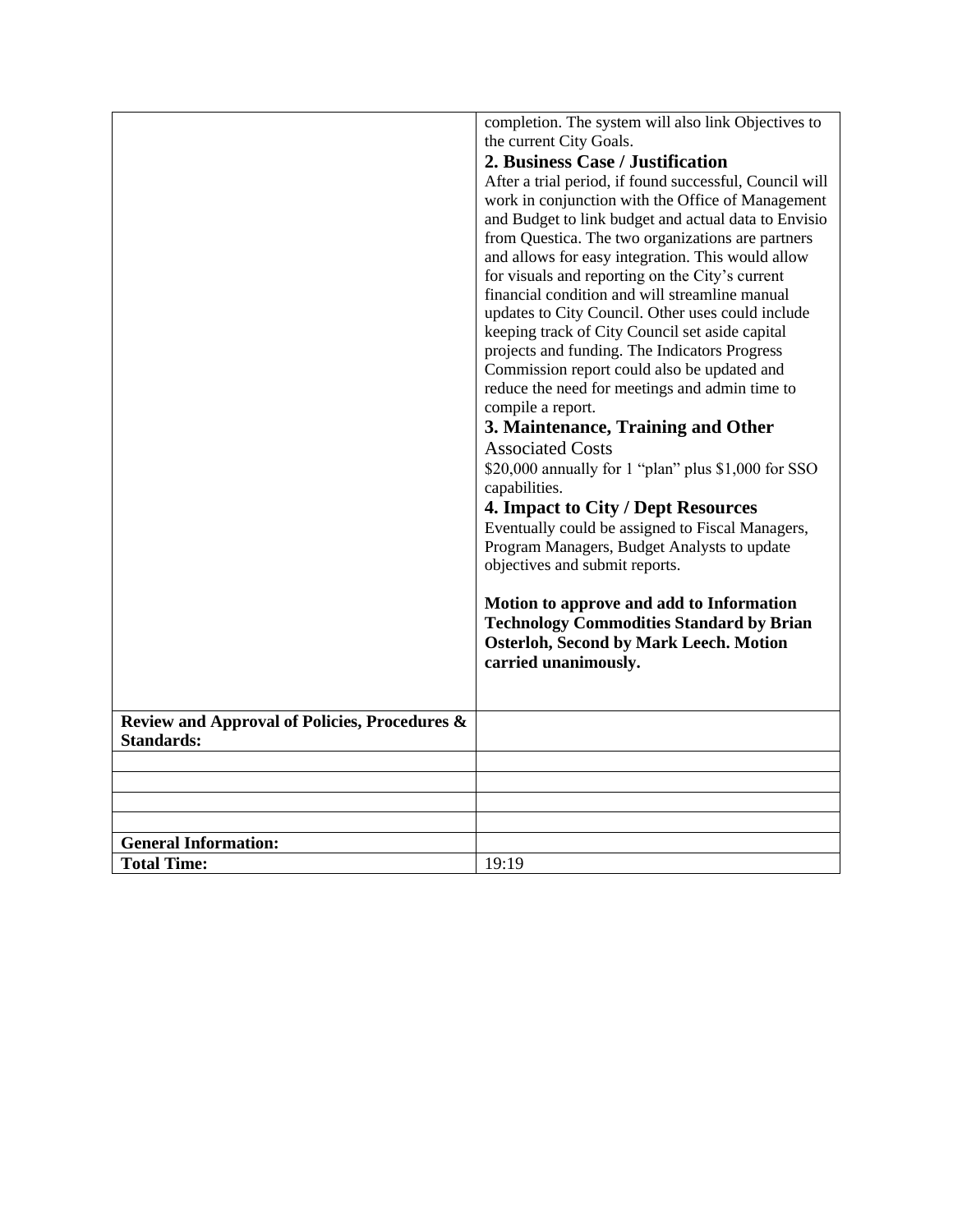| | |
|---|---|
| | completion. The system will also link Objectives to the current City Goals.<br>**2. Business Case / Justification**<br>After a trial period, if found successful, Council will work in conjunction with the Office of Management and Budget to link budget and actual data to Envisio from Questica. The two organizations are partners and allows for easy integration. This would allow for visuals and reporting on the City's current financial condition and will streamline manual updates to City Council. Other uses could include keeping track of City Council set aside capital projects and funding. The Indicators Progress Commission report could also be updated and reduce the need for meetings and admin time to compile a report.<br>**3. Maintenance, Training and Other** Associated Costs<br>$20,000 annually for 1 "plan" plus $1,000 for SSO capabilities.<br>**4. Impact to City / Dept Resources**<br>Eventually could be assigned to Fiscal Managers, Program Managers, Budget Analysts to update objectives and submit reports.<br><br>**Motion to approve and add to Information Technology Commodities Standard by Brian Osterloh, Second by Mark Leech. Motion carried unanimously.** |
| **Review and Approval of Policies, Procedures & Standards:** | |
| | |
| | |
| | |
| | |
| **General Information:** | |
| **Total Time:** | 19:19 |